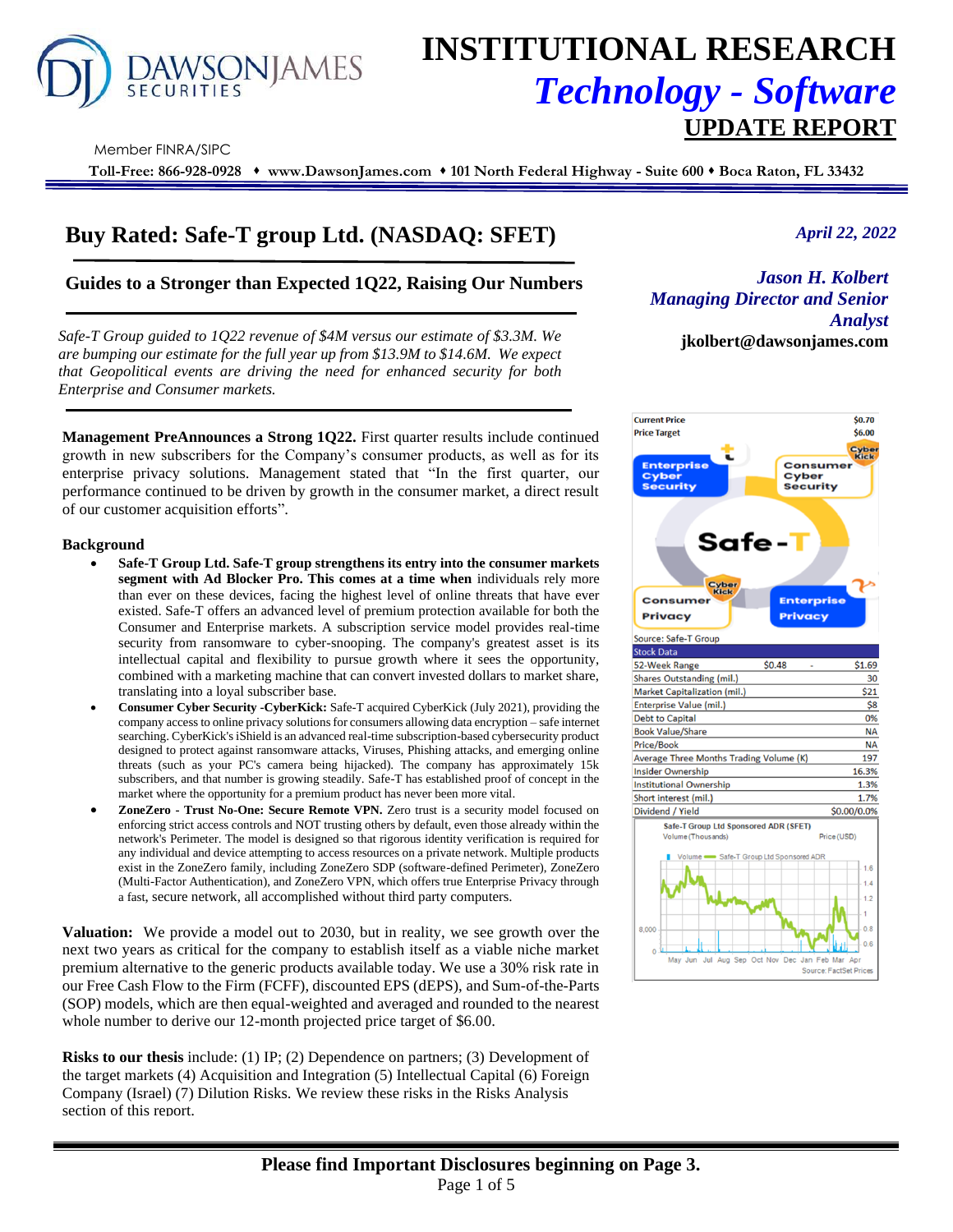# INSTITUTIONAL RESEARCH
## *Technology - Software*
## UPDATE REPORT

Member FINRA/SIPC

**Toll-Free: 866-928-0928 ♦ www.DawsonJames.com ♦ 101 North Federal Highway - Suite 600 ♦ Boca Raton, FL 33432**

# Buy Rated: Safe-T group Ltd. (NASDAQ: SFET)

*April 22, 2022*

### Guides to a Stronger than Expected 1Q22, Raising Our Numbers

***Jason H. Kolbert***
***Managing Director and Senior Analyst***
**jkolbert@dawsonjames.com**

*Safe-T Group guided to 1Q22 revenue of $4M versus our estimate of $3.3M. We are bumping our estimate for the full year up from $13.9M to $14.6M. We expect that Geopolitical events are driving the need for enhanced security for both Enterprise and Consumer markets.*

**Management PreAnnounces a Strong 1Q22.** First quarter results include continued growth in new subscribers for the Company's consumer products, as well as for its enterprise privacy solutions. Management stated that "In the first quarter, our performance continued to be driven by growth in the consumer market, a direct result of our customer acquisition efforts".

**Background**

- **Safe-T Group Ltd. Safe-T group strengthens its entry into the consumer markets segment with Ad Blocker Pro. This comes at a time when** individuals rely more than ever on these devices, facing the highest level of online threats that have ever existed. Safe-T offers an advanced level of premium protection available for both the Consumer and Enterprise markets. A subscription service model provides real-time security from ransomware to cyber-snooping. The company's greatest asset is its intellectual capital and flexibility to pursue growth where it sees the opportunity, combined with a marketing machine that can convert invested dollars to market share, translating into a loyal subscriber base.
- **Consumer Cyber Security -CyberKick:** Safe-T acquired CyberKick (July 2021), providing the company access to online privacy solutions for consumers allowing data encryption – safe internet searching. CyberKick's iShield is an advanced real-time subscription-based cybersecurity product designed to protect against ransomware attacks, Viruses, Phishing attacks, and emerging online threats (such as your PC's camera being hijacked). The company has approximately 15k subscribers, and that number is growing steadily. Safe-T has established proof of concept in the market where the opportunity for a premium product has never been more vital.
- **ZoneZero - Trust No-One: Secure Remote VPN.** Zero trust is a security model focused on enforcing strict access controls and NOT trusting others by default, even those already within the network's Perimeter. The model is designed so that rigorous identity verification is required for any individual and device attempting to access resources on a private network. Multiple products exist in the ZoneZero family, including ZoneZero SDP (software-defined Perimeter), ZoneZero (Multi-Factor Authentication), and ZoneZero VPN, which offers true Enterprise Privacy through a fast, secure network, all accomplished without third party computers.

**Valuation:** We provide a model out to 2030, but in reality, we see growth over the next two years as critical for the company to establish itself as a viable niche market premium alternative to the generic products available today. We use a 30% risk rate in our Free Cash Flow to the Firm (FCFF), discounted EPS (dEPS), and Sum-of-the-Parts (SOP) models, which are then equal-weighted and averaged and rounded to the nearest whole number to derive our 12-month projected price target of $6.00.

**Risks to our thesis** include: (1) IP; (2) Dependence on partners; (3) Development of the target markets (4) Acquisition and Integration (5) Intellectual Capital (6) Foreign Company (Israel) (7) Dilution Risks. We review these risks in the Risks Analysis section of this report.

| | |
|---|---|
| **Current Price** | **$0.70** |
| **Price Target** | **$6.00** |

Enterprise Cyber Security | Consumer Cyber Security | Safe-T | Consumer Privacy | Enterprise Privacy

Source: Safe-T Group

| Stock Data | | |
|---|---|---|
| 52-Week Range | $0.48 - | $1.69 |
| Shares Outstanding (mil.) | | 30 |
| Market Capitalization (mil.) | | $21 |
| Enterprise Value (mil.) | | $8 |
| Debt to Capital | | 0% |
| Book Value/Share | | NA |
| Price/Book | | NA |
| Average Three Months Trading Volume (K) | | 197 |
| Insider Ownership | | 16.3% |
| Institutional Ownership | | 1.3% |
| Short interest (mil.) | | 1.7% |
| Dividend / Yield | | $0.00/0.0% |

Safe-T Group Ltd Sponsored ADR (SFET)
Volume (Thousands) Price (USD)
Volume — Safe-T Group Ltd Sponsored ADR
May Jun Jul Aug Sep Oct Nov Dec Jan Feb Mar Apr
Source: FactSet Prices

**Please find Important Disclosures beginning on Page 3.**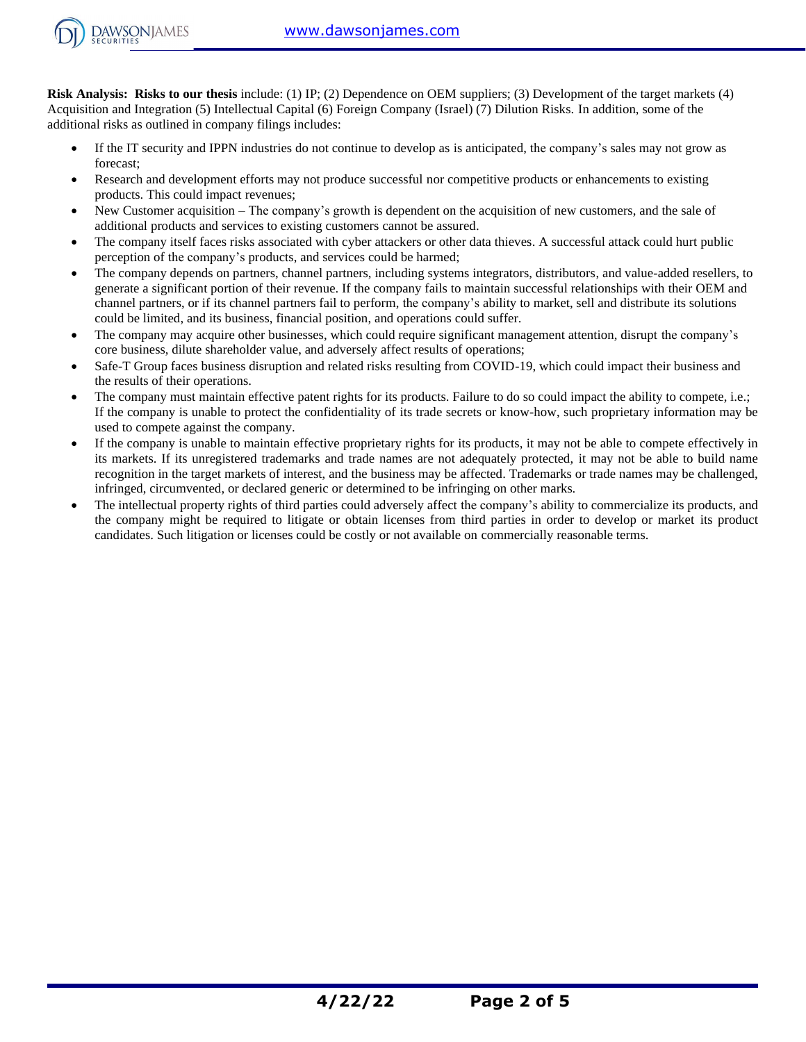**Risk Analysis: Risks to our thesis** include: (1) IP; (2) Dependence on OEM suppliers; (3) Development of the target markets (4) Acquisition and Integration (5) Intellectual Capital (6) Foreign Company (Israel) (7) Dilution Risks. In addition, some of the additional risks as outlined in company filings includes:

- If the IT security and IPPN industries do not continue to develop as is anticipated, the company's sales may not grow as forecast;
- Research and development efforts may not produce successful nor competitive products or enhancements to existing products. This could impact revenues;
- New Customer acquisition – The company's growth is dependent on the acquisition of new customers, and the sale of additional products and services to existing customers cannot be assured.
- The company itself faces risks associated with cyber attackers or other data thieves. A successful attack could hurt public perception of the company's products, and services could be harmed;
- The company depends on partners, channel partners, including systems integrators, distributors, and value-added resellers, to generate a significant portion of their revenue. If the company fails to maintain successful relationships with their OEM and channel partners, or if its channel partners fail to perform, the company's ability to market, sell and distribute its solutions could be limited, and its business, financial position, and operations could suffer.
- The company may acquire other businesses, which could require significant management attention, disrupt the company's core business, dilute shareholder value, and adversely affect results of operations;
- Safe-T Group faces business disruption and related risks resulting from COVID-19, which could impact their business and the results of their operations.
- The company must maintain effective patent rights for its products. Failure to do so could impact the ability to compete, i.e.; If the company is unable to protect the confidentiality of its trade secrets or know-how, such proprietary information may be used to compete against the company.
- If the company is unable to maintain effective proprietary rights for its products, it may not be able to compete effectively in its markets. If its unregistered trademarks and trade names are not adequately protected, it may not be able to build name recognition in the target markets of interest, and the business may be affected. Trademarks or trade names may be challenged, infringed, circumvented, or declared generic or determined to be infringing on other marks.
- The intellectual property rights of third parties could adversely affect the company's ability to commercialize its products, and the company might be required to litigate or obtain licenses from third parties in order to develop or market its product candidates. Such litigation or licenses could be costly or not available on commercially reasonable terms.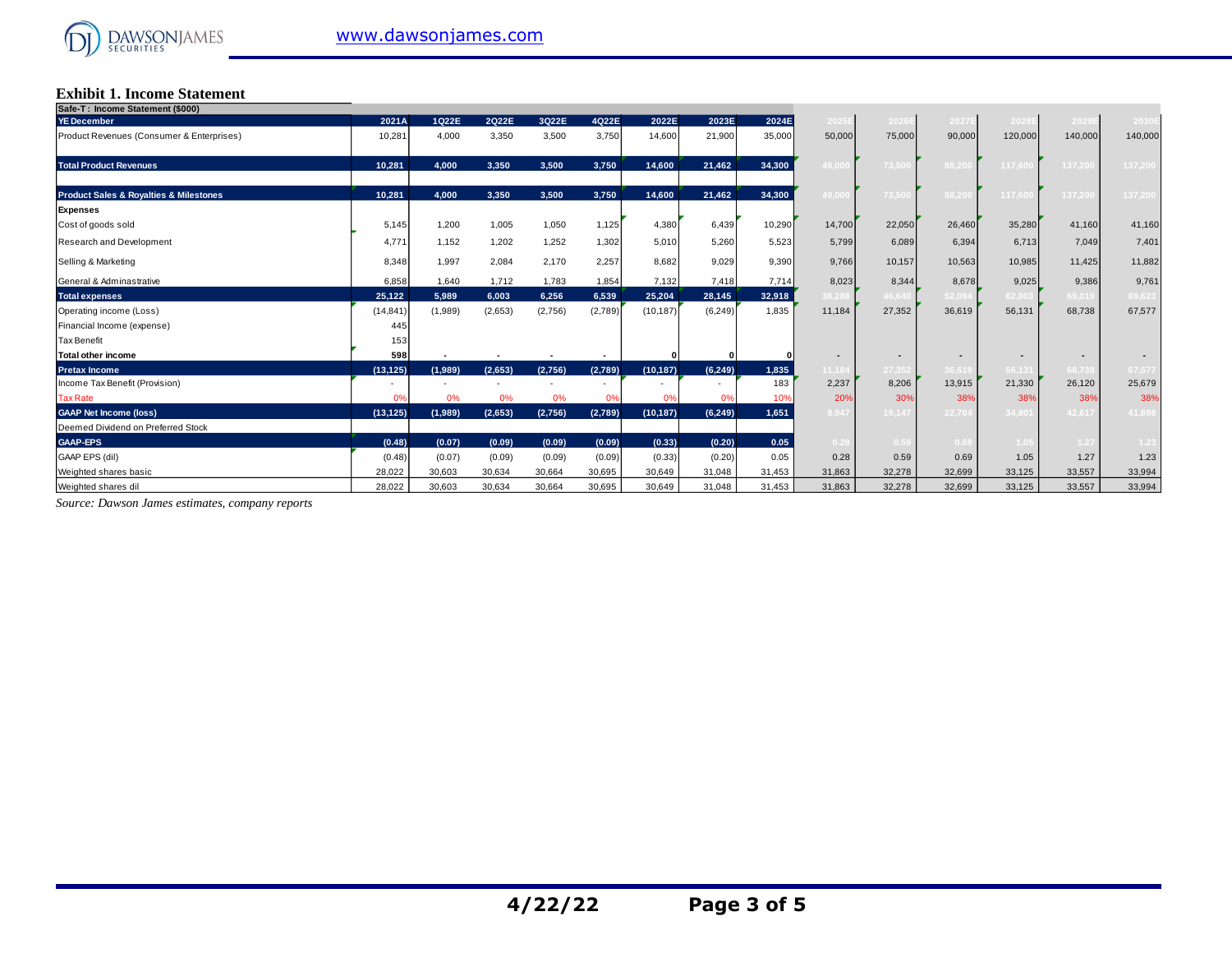## Exhibit 1. Income Statement

| Safe-T : Income Statement ($000) | | | | | | | | | | | | | | |
|---|---|---|---|---|---|---|---|---|---|---|---|---|---|---|
| YE December | 2021A | 1Q22E | 2Q22E | 3Q22E | 4Q22E | 2022E | 2023E | 2024E | 2025E | 2026E | 2027E | 2028E | 2029E | 2030E |
| Product Revenues (Consumer & Enterprises) | 10,281 | 4,000 | 3,350 | 3,500 | 3,750 | 14,600 | 21,900 | 35,000 | 50,000 | 75,000 | 90,000 | 120,000 | 140,000 | 140,000 |
| **Total Product Revenues** | 10,281 | 4,000 | 3,350 | 3,500 | 3,750 | 14,600 | 21,462 | 34,300 | 49,000 | 73,500 | 88,200 | 117,600 | 137,200 | 137,200 |
| **Product Sales & Royalties & Milestones** | 10,281 | 4,000 | 3,350 | 3,500 | 3,750 | 14,600 | 21,462 | 34,300 | 49,000 | 73,500 | 88,200 | 117,600 | 137,200 | 137,200 |
| **Expenses** | | | | | | | | | | | | | | |
| Cost of goods sold | 5,145 | 1,200 | 1,005 | 1,050 | 1,125 | 4,380 | 6,439 | 10,290 | 14,700 | 22,050 | 26,460 | 35,280 | 41,160 | 41,160 |
| Research and Development | 4,771 | 1,152 | 1,202 | 1,252 | 1,302 | 5,010 | 5,260 | 5,523 | 5,799 | 6,089 | 6,394 | 6,713 | 7,049 | 7,401 |
| Selling & Marketing | 8,348 | 1,997 | 2,084 | 2,170 | 2,257 | 8,682 | 9,029 | 9,390 | 9,766 | 10,157 | 10,563 | 10,985 | 11,425 | 11,882 |
| General & Adminastrative | 6,858 | 1,640 | 1,712 | 1,783 | 1,854 | 7,132 | 7,418 | 7,714 | 8,023 | 8,344 | 8,678 | 9,025 | 9,386 | 9,761 |
| **Total expenses** | 25,122 | 5,989 | 6,003 | 6,256 | 6,539 | 25,204 | 28,145 | 32,918 | 38,288 | 46,640 | 52,094 | 62,003 | 69,019 | 69,623 |
| Operating income (Loss) | (14,841) | (1,989) | (2,653) | (2,756) | (2,789) | (10,187) | (6,249) | 1,835 | 11,184 | 27,352 | 36,619 | 56,131 | 68,738 | 67,577 |
| Financial Income (expense) | 445 | | | | | | | | | | | | | |
| Tax Benefit | 153 | | | | | | | | | | | | | |
| **Total other income** | 598 | - | - | - | - | 0 | 0 | 0 | - | - | - | - | - | - |
| **Pretax Income** | (13,125) | (1,989) | (2,653) | (2,756) | (2,789) | (10,187) | (6,249) | 1,835 | 11,184 | 27,352 | 36,619 | 56,131 | 68,738 | 67,577 |
| Income Tax Benefit (Provision) | - | - | - | - | - | - | - | 183 | 2,237 | 8,206 | 13,915 | 21,330 | 26,120 | 25,679 |
| Tax Rate | 0% | 0% | 0% | 0% | 0% | 0% | 0% | 10% | 20% | 30% | 38% | 38% | 38% | 38% |
| **GAAP Net Income (loss)** | (13,125) | (1,989) | (2,653) | (2,756) | (2,789) | (10,187) | (6,249) | 1,651 | 8,947 | 19,147 | 22,704 | 34,801 | 42,617 | 41,898 |
| Deemed Dividend on Preferred Stock | | | | | | | | | | | | | | |
| **GAAP-EPS** | (0.48) | (0.07) | (0.09) | (0.09) | (0.09) | (0.33) | (0.20) | 0.05 | 0.28 | 0.59 | 0.69 | 1.05 | 1.27 | 1.23 |
| GAAP EPS (dil) | (0.48) | (0.07) | (0.09) | (0.09) | (0.09) | (0.33) | (0.20) | 0.05 | 0.28 | 0.59 | 0.69 | 1.05 | 1.27 | 1.23 |
| Weighted shares basic | 28,022 | 30,603 | 30,634 | 30,664 | 30,695 | 30,649 | 31,048 | 31,453 | 31,863 | 32,278 | 32,699 | 33,125 | 33,557 | 33,994 |
| Weighted shares dil | 28,022 | 30,603 | 30,634 | 30,664 | 30,695 | 30,649 | 31,048 | 31,453 | 31,863 | 32,278 | 32,699 | 33,125 | 33,557 | 33,994 |

*Source: Dawson James estimates, company reports*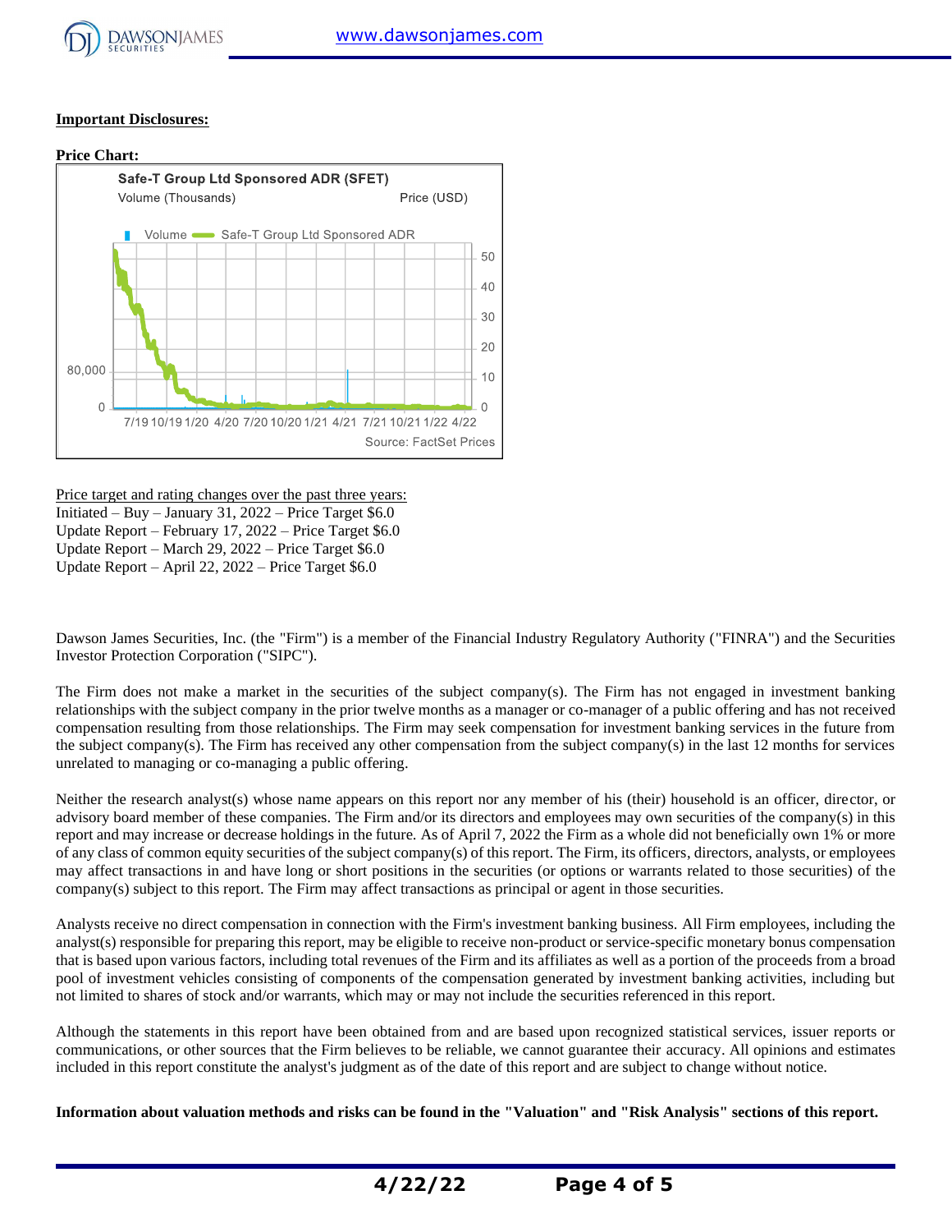**Important Disclosures:**

**Price Chart:**

Safe-T Group Ltd Sponsored ADR (SFET)

Volume (Thousands) Price (USD)

Volume — Safe-T Group Ltd Sponsored ADR

7/19 10/19 1/20 4/20 7/20 10/20 1/21 4/21 7/21 10/21 1/22 4/22

Source: FactSet Prices

Price target and rating changes over the past three years:
Initiated – Buy – January 31, 2022 – Price Target $6.0
Update Report – February 17, 2022 – Price Target $6.0
Update Report – March 29, 2022 – Price Target $6.0
Update Report – April 22, 2022 – Price Target $6.0

Dawson James Securities, Inc. (the "Firm") is a member of the Financial Industry Regulatory Authority ("FINRA") and the Securities Investor Protection Corporation ("SIPC").

The Firm does not make a market in the securities of the subject company(s). The Firm has not engaged in investment banking relationships with the subject company in the prior twelve months as a manager or co-manager of a public offering and has not received compensation resulting from those relationships. The Firm may seek compensation for investment banking services in the future from the subject company(s). The Firm has received any other compensation from the subject company(s) in the last 12 months for services unrelated to managing or co-managing a public offering.

Neither the research analyst(s) whose name appears on this report nor any member of his (their) household is an officer, director, or advisory board member of these companies. The Firm and/or its directors and employees may own securities of the company(s) in this report and may increase or decrease holdings in the future. As of April 7, 2022 the Firm as a whole did not beneficially own 1% or more of any class of common equity securities of the subject company(s) of this report. The Firm, its officers, directors, analysts, or employees may affect transactions in and have long or short positions in the securities (or options or warrants related to those securities) of the company(s) subject to this report. The Firm may affect transactions as principal or agent in those securities.

Analysts receive no direct compensation in connection with the Firm's investment banking business. All Firm employees, including the analyst(s) responsible for preparing this report, may be eligible to receive non-product or service-specific monetary bonus compensation that is based upon various factors, including total revenues of the Firm and its affiliates as well as a portion of the proceeds from a broad pool of investment vehicles consisting of components of the compensation generated by investment banking activities, including but not limited to shares of stock and/or warrants, which may or may not include the securities referenced in this report.

Although the statements in this report have been obtained from and are based upon recognized statistical services, issuer reports or communications, or other sources that the Firm believes to be reliable, we cannot guarantee their accuracy. All opinions and estimates included in this report constitute the analyst's judgment as of the date of this report and are subject to change without notice.

**Information about valuation methods and risks can be found in the "Valuation" and "Risk Analysis" sections of this report.**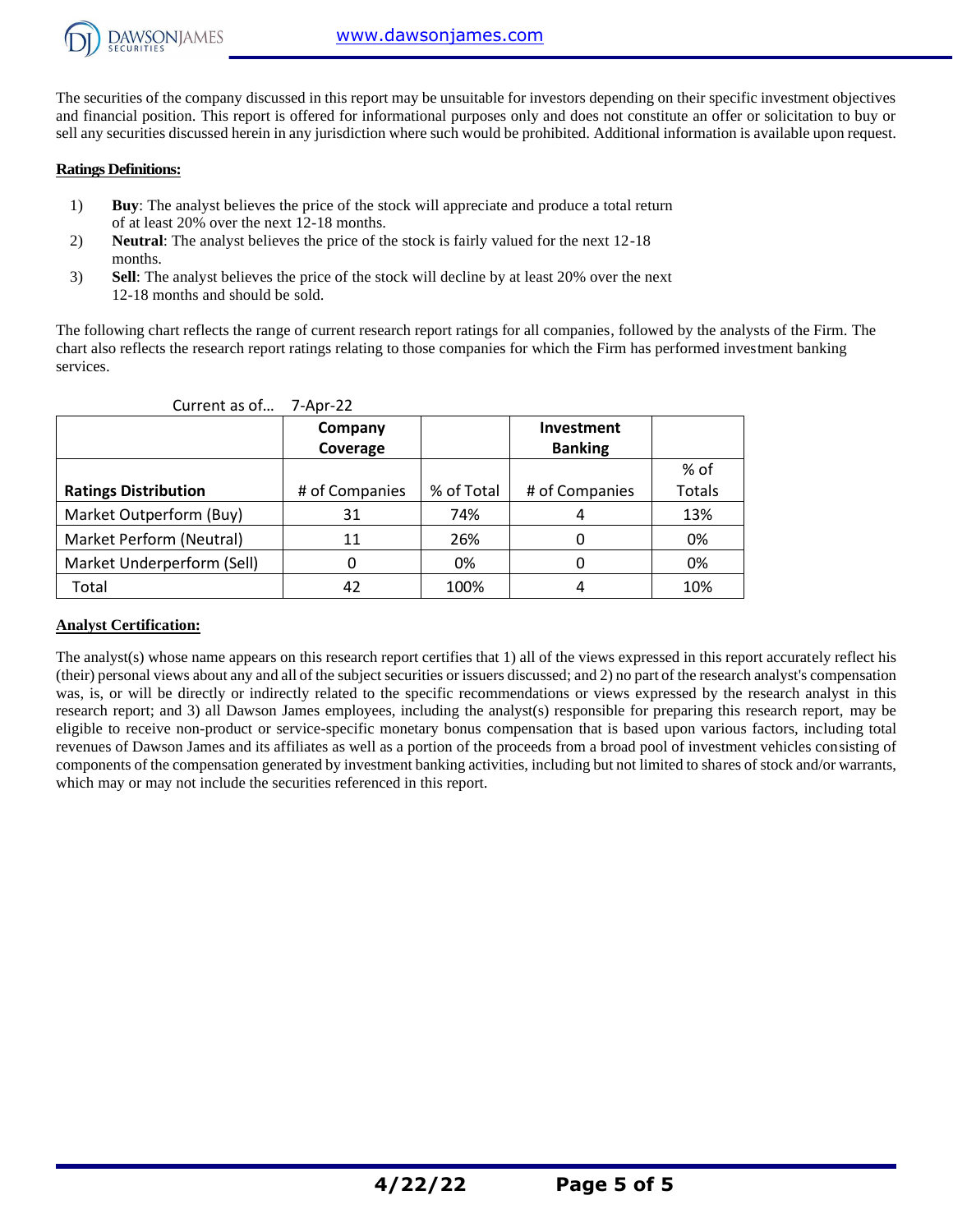The securities of the company discussed in this report may be unsuitable for investors depending on their specific investment objectives and financial position. This report is offered for informational purposes only and does not constitute an offer or solicitation to buy or sell any securities discussed herein in any jurisdiction where such would be prohibited. Additional information is available upon request.

**Ratings Definitions:**

1) **Buy**: The analyst believes the price of the stock will appreciate and produce a total return of at least 20% over the next 12-18 months.
2) **Neutral**: The analyst believes the price of the stock is fairly valued for the next 12-18 months.
3) **Sell**: The analyst believes the price of the stock will decline by at least 20% over the next 12-18 months and should be sold.

The following chart reflects the range of current research report ratings for all companies, followed by the analysts of the Firm. The chart also reflects the research report ratings relating to those companies for which the Firm has performed investment banking services.

Current as of... 7-Apr-22

| | **Company Coverage** | | **Investment Banking** | |
|---|---|---|---|---|
| **Ratings Distribution** | # of Companies | % of Total | # of Companies | % of Totals |
| Market Outperform (Buy) | 31 | 74% | 4 | 13% |
| Market Perform (Neutral) | 11 | 26% | 0 | 0% |
| Market Underperform (Sell) | 0 | 0% | 0 | 0% |
| Total | 42 | 100% | 4 | 10% |

**Analyst Certification:**

The analyst(s) whose name appears on this research report certifies that 1) all of the views expressed in this report accurately reflect his (their) personal views about any and all of the subject securities or issuers discussed; and 2) no part of the research analyst's compensation was, is, or will be directly or indirectly related to the specific recommendations or views expressed by the research analyst in this research report; and 3) all Dawson James employees, including the analyst(s) responsible for preparing this research report, may be eligible to receive non-product or service-specific monetary bonus compensation that is based upon various factors, including total revenues of Dawson James and its affiliates as well as a portion of the proceeds from a broad pool of investment vehicles consisting of components of the compensation generated by investment banking activities, including but not limited to shares of stock and/or warrants, which may or may not include the securities referenced in this report.